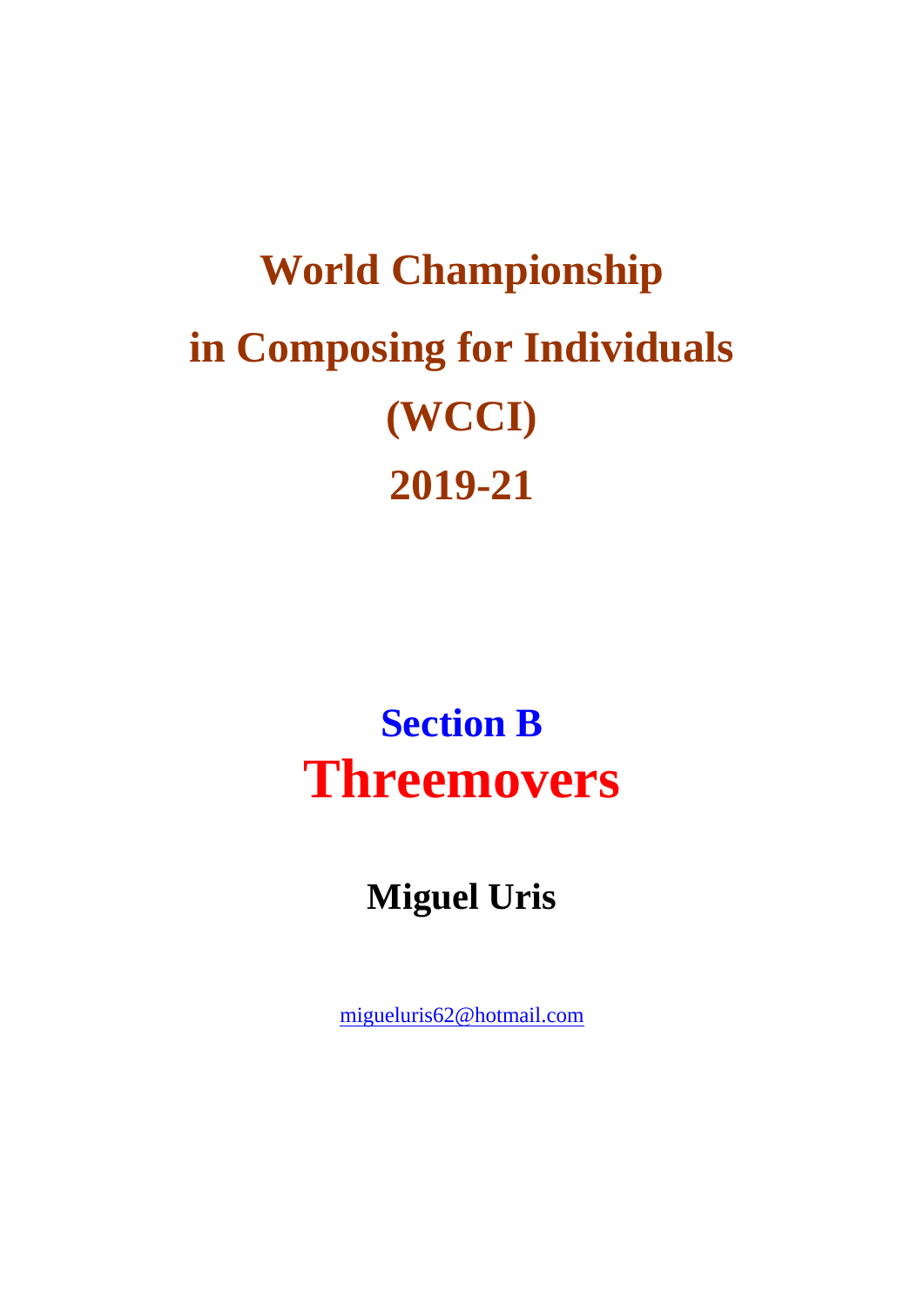# World Championship in Composing for Individuals (WCCI) 2019-21

## Section B
# Threemovers

**Miguel Uris**

migueluris62@hotmail.com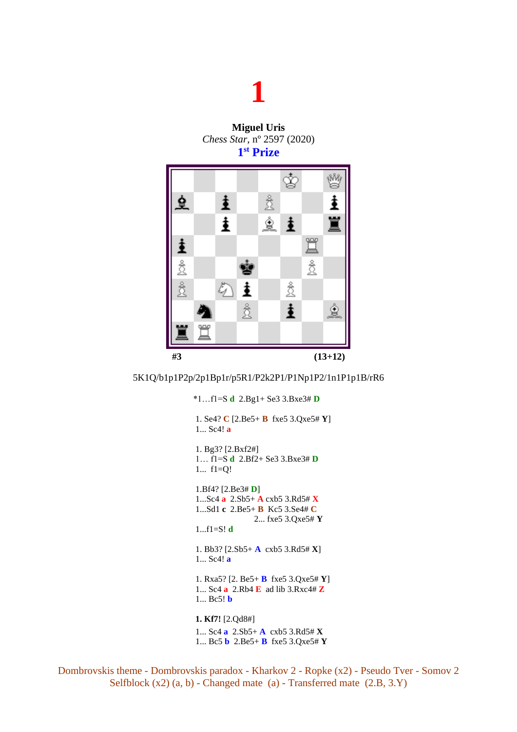# 1

**Miguel Uris**
*Chess Star*, nº 2597 (2020)
**1st Prize**

#3 (13+12)

5K1Q/b1p1P2p/2p1Bp1r/p5R1/P2k2P1/P1Np1P2/1n1P1p1B/rR6

*1…f1=S **d** 2.Bg1+ Se3 3.Bxe3# **D**

1. Se4? **C** [2.Be5+ **B** fxe5 3.Qxe5# **Y**]
1... Sc4! **a**

1. Bg3? [2.Bxf2#]
1… f1=S **d** 2.Bf2+ Se3 3.Bxe3# **D**
1... f1=Q!

1.Bf4? [2.Be3# **D**]
1...Sc4 **a** 2.Sb5+ **A** cxb5 3.Rd5# **X**
1...Sd1 **c** 2.Be5+ **B** Kc5 3.Se4# **C**
2... fxe5 3.Qxe5# **Y**
1...f1=S! **d**

1. Bb3? [2.Sb5+ **A** cxb5 3.Rd5# **X**]
1... Sc4! **a**

1. Rxa5? [2. Be5+ **B** fxe5 3.Qxe5# **Y**]
1... Sc4 **a** 2.Rb4 **E** ad lib 3.Rxc4# **Z**
1... Bc5! **b**

**1. Kf7!** [2.Qd8#]
1... Sc4 **a** 2.Sb5+ **A** cxb5 3.Rd5# **X**
1... Bc5 **b** 2.Be5+ **B** fxe5 3.Qxe5# **Y**

Dombrovskis theme - Dombrovskis paradox - Kharkov 2 - Ropke (x2) - Pseudo Tver - Somov 2
Selfblock (x2) (a, b) - Changed mate (a) - Transferred mate (2.B, 3.Y)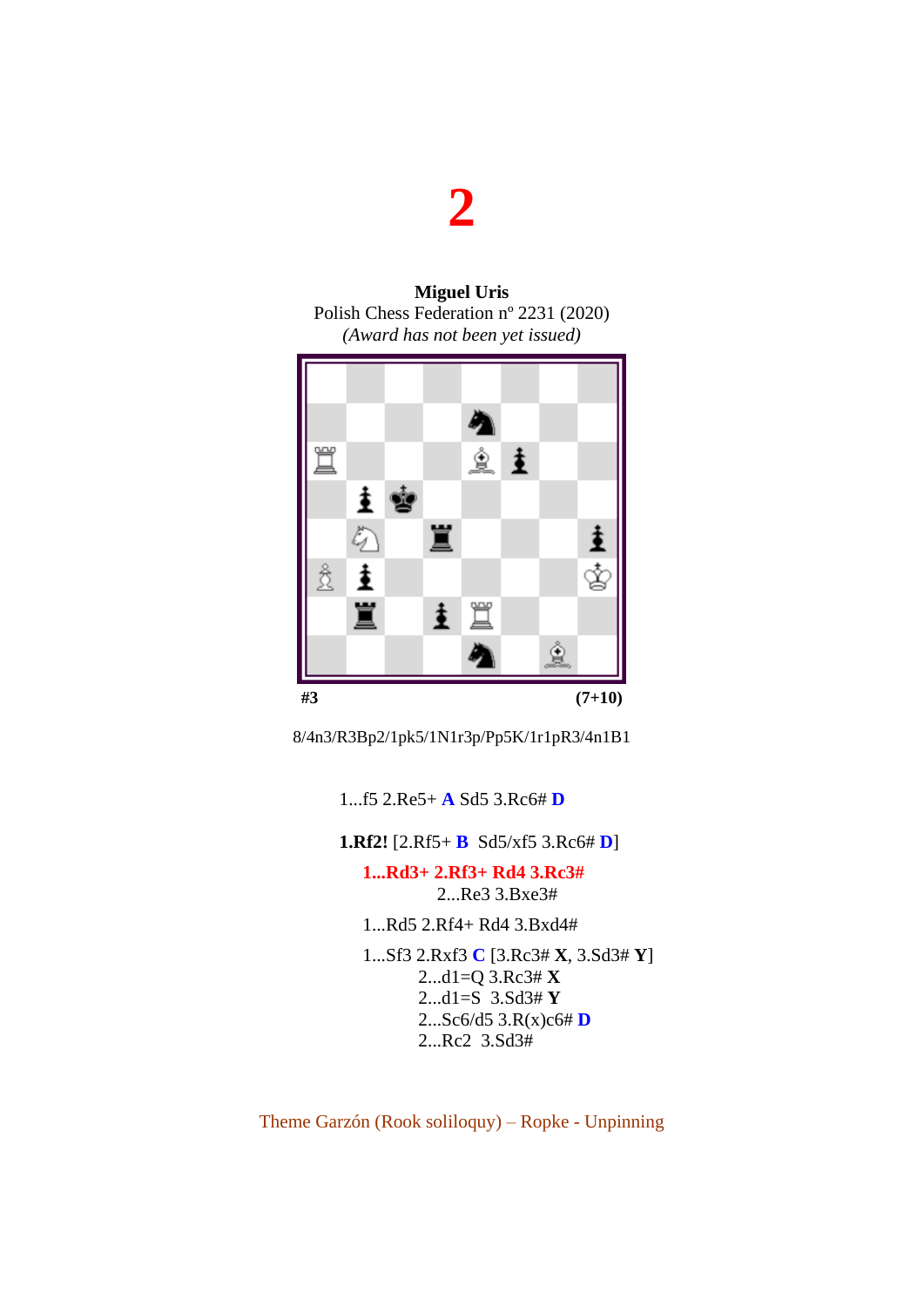# 2

**Miguel Uris**
Polish Chess Federation nº 2231 (2020)
*(Award has not been yet issued)*

**#3** **(7+10)**

8/4n3/R3Bp2/1pk5/1N1r3p/Pp5K/1r1pR3/4n1B1

1...f5 2.Re5+ **A** Sd5 3.Rc6# **D**

**1.Rf2!** [2.Rf5+ **B** Sd5/xf5 3.Rc6# **D**]

**1...Rd3+ 2.Rf3+ Rd4 3.Rc3#**
2...Re3 3.Bxe3#

1...Rd5 2.Rf4+ Rd4 3.Bxd4#

1...Sf3 2.Rxf3 **C** [3.Rc3# **X**, 3.Sd3# **Y**]
2...d1=Q 3.Rc3# **X**
2...d1=S 3.Sd3# **Y**
2...Sc6/d5 3.R(x)c6# **D**
2...Rc2 3.Sd3#

Theme Garzón (Rook soliloquy) – Ropke - Unpinning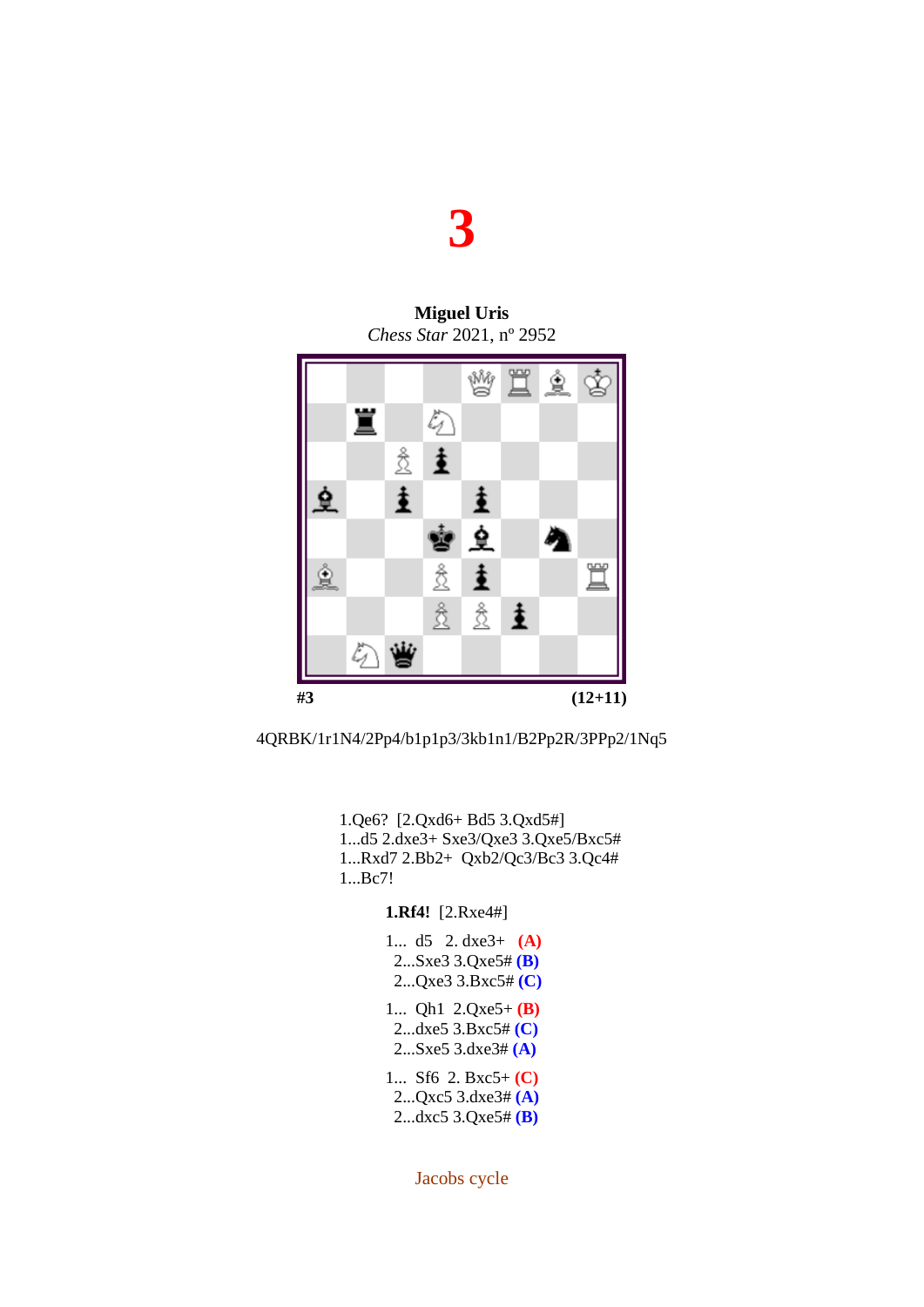# 3

**Miguel Uris**
*Chess Star* 2021, nº 2952

#3 (12+11)

4QRBK/1r1N4/2Pp4/b1p1p3/3kb1n1/B2Pp2R/3PPp2/1Nq5

1.Qe6? [2.Qxd6+ Bd5 3.Qxd5#]
1...d5 2.dxe3+ Sxe3/Qxe3 3.Qxe5/Bxc5#
1...Rxd7 2.Bb2+ Qxb2/Qc3/Bc3 3.Qc4#
1...Bc7!

**1.Rf4!** [2.Rxe4#]

1... d5 2. dxe3+ **(A)**
2...Sxe3 3.Qxe5# **(B)**
2...Qxe3 3.Bxc5# **(C)**

1... Qh1 2.Qxe5+ **(B)**
2...dxe5 3.Bxc5# **(C)**
2...Sxe5 3.dxe3# **(A)**

1... Sf6 2. Bxc5+ **(C)**
2...Qxc5 3.dxe3# **(A)**
2...dxc5 3.Qxe5# **(B)**

Jacobs cycle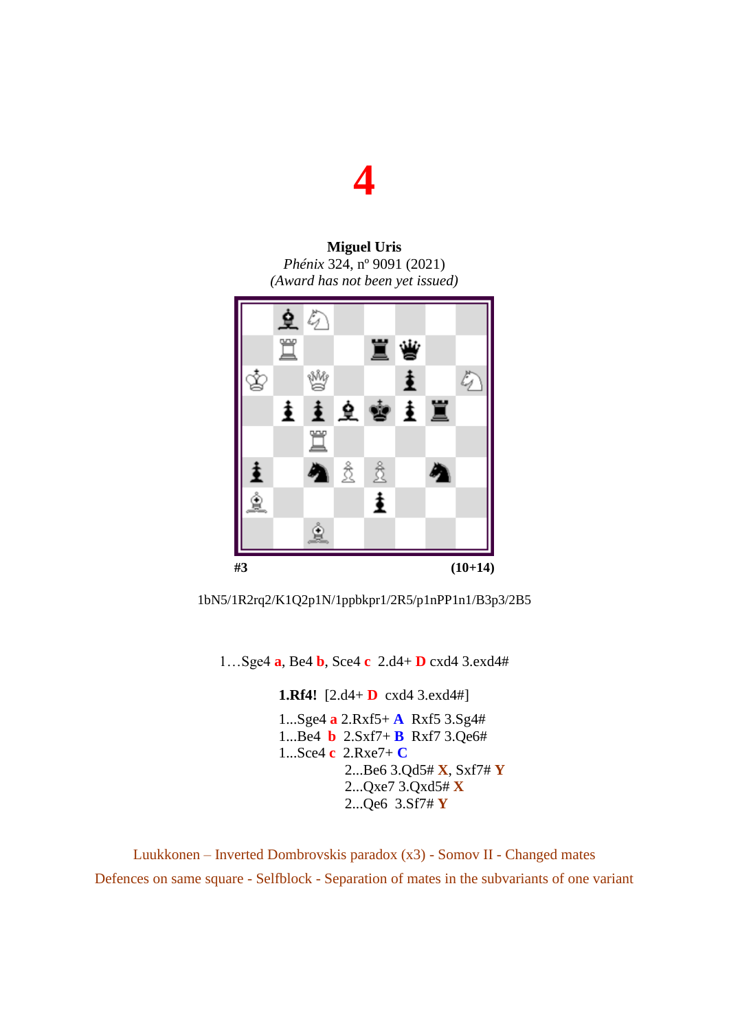# 4

**Miguel Uris**
*Phénix* 324, nº 9091 (2021)
*(Award has not been yet issued)*

**#3** **(10+14)**

1bN5/1R2rq2/K1Q2p1N/1ppbkpr1/2R5/p1nPP1n1/B3p3/2B5

1…Sge4 **a**, Be4 **b**, Sce4 **c** 2.d4+ **D** cxd4 3.exd4#

**1.Rf4!** [2.d4+ **D** cxd4 3.exd4#]

1...Sge4 **a** 2.Rxf5+ **A** Rxf5 3.Sg4#
1...Be4 **b** 2.Sxf7+ **B** Rxf7 3.Qe6#
1...Sce4 **c** 2.Rxe7+ **C**
2...Be6 3.Qd5# **X**, Sxf7# **Y**
2...Qxe7 3.Qxd5# **X**
2...Qe6 3.Sf7# **Y**

Luukkonen – Inverted Dombrovskis paradox (x3) - Somov II - Changed mates
Defences on same square - Selfblock - Separation of mates in the subvariants of one variant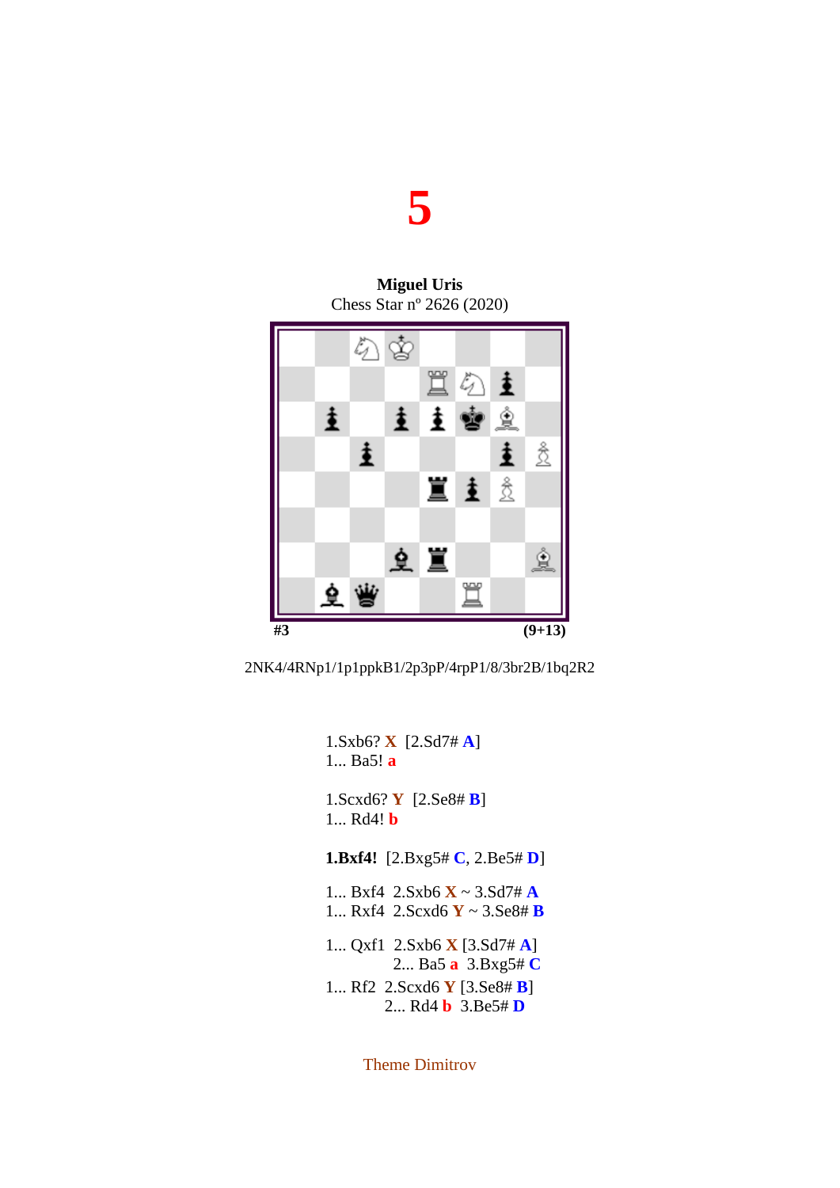# 5

**Miguel Uris**
Chess Star nº 2626 (2020)

#3 (9+13)

2NK4/4RNp1/1p1ppkB1/2p3pP/4rpP1/8/3br2B/1bq2R2

1.Sxb6? **X** [2.Sd7# **A**]
1... Ba5! **a**

1.Scxd6? **Y** [2.Se8# **B**]
1... Rd4! **b**

**1.Bxf4!** [2.Bxg5# **C**, 2.Be5# **D**]

1... Bxf4 2.Sxb6 **X** ~ 3.Sd7# **A**
1... Rxf4 2.Scxd6 **Y** ~ 3.Se8# **B**

1... Qxf1 2.Sxb6 **X** [3.Sd7# **A**]
2... Ba5 **a** 3.Bxg5# **C**
1... Rf2 2.Scxd6 **Y** [3.Se8# **B**]
2... Rd4 **b** 3.Be5# **D**

Theme Dimitrov